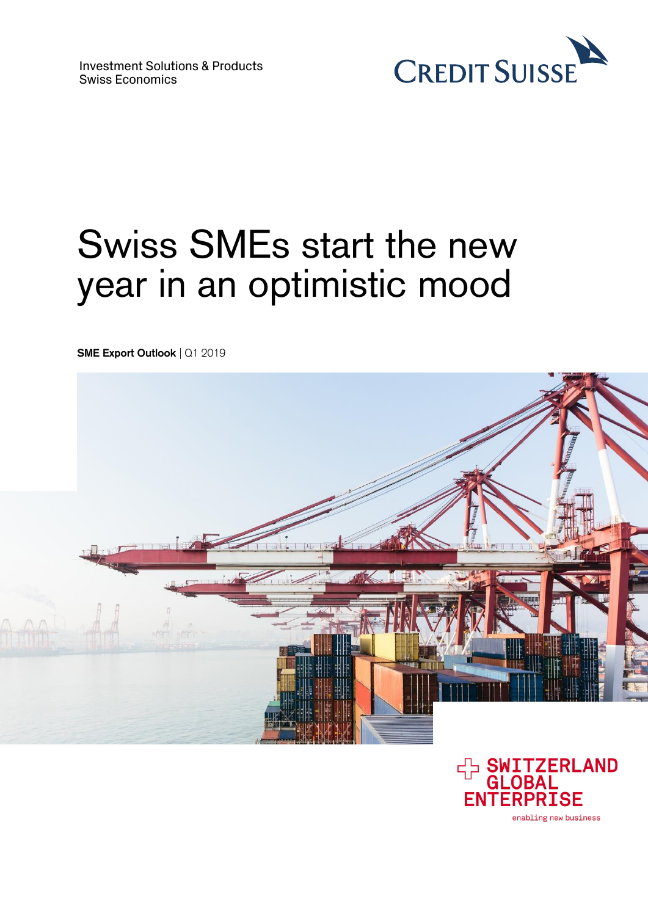Investment Solutions & Products
Swiss Economics

CREDIT SUISSE

# Swiss SMEs start the new year in an optimistic mood

**SME Export Outlook** | Q1 2019

SWITZERLAND GLOBAL ENTERPRISE
enabling new business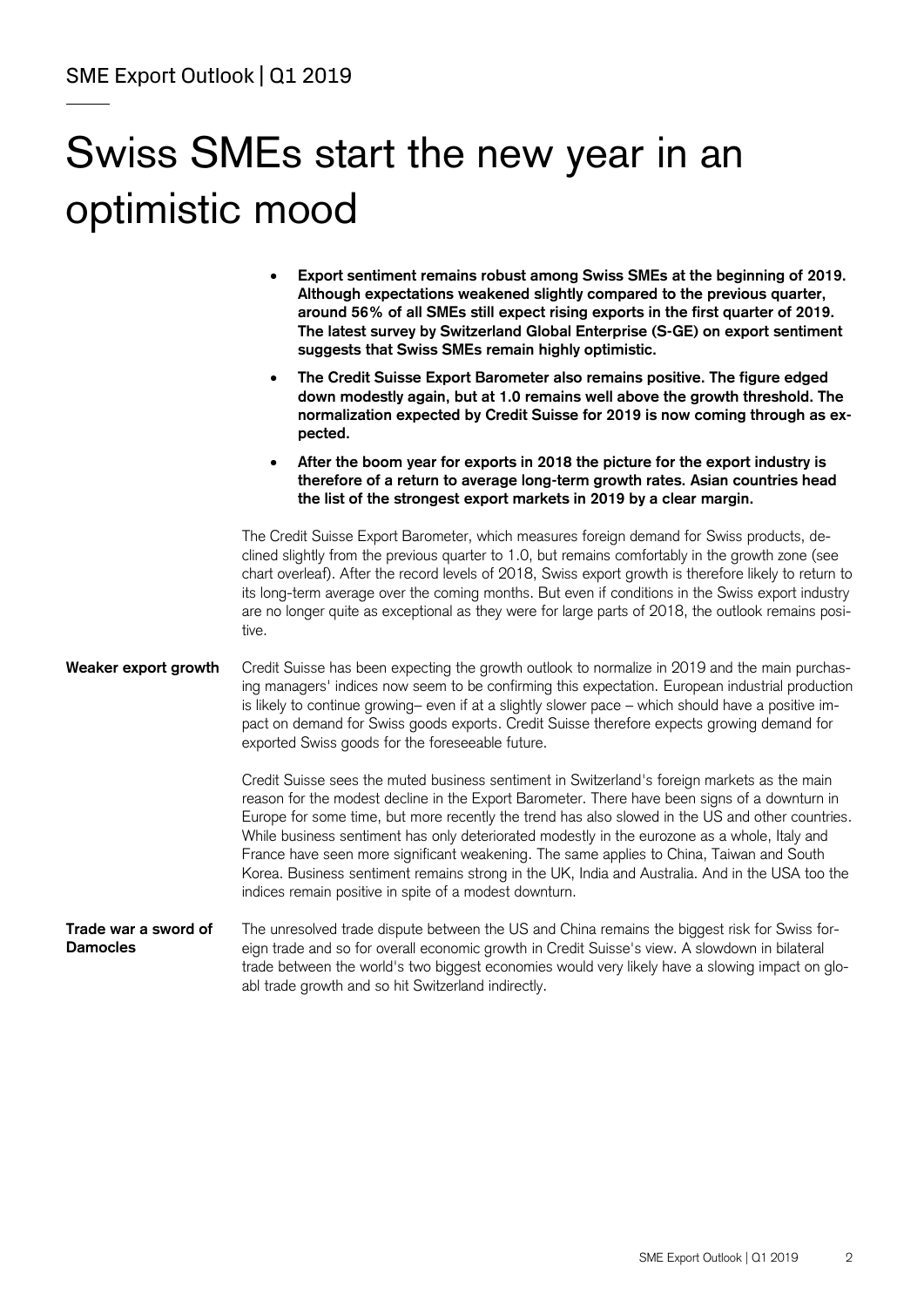SME Export Outlook | Q1 2019

# Swiss SMEs start the new year in an optimistic mood

- **Export sentiment remains robust among Swiss SMEs at the beginning of 2019. Although expectations weakened slightly compared to the previous quarter, around 56% of all SMEs still expect rising exports in the first quarter of 2019. The latest survey by Switzerland Global Enterprise (S-GE) on export sentiment suggests that Swiss SMEs remain highly optimistic.**
- **The Credit Suisse Export Barometer also remains positive. The figure edged down modestly again, but at 1.0 remains well above the growth threshold. The normalization expected by Credit Suisse for 2019 is now coming through as expected.**
- **After the boom year for exports in 2018 the picture for the export industry is therefore of a return to average long-term growth rates. Asian countries head the list of the strongest export markets in 2019 by a clear margin.**

The Credit Suisse Export Barometer, which measures foreign demand for Swiss products, declined slightly from the previous quarter to 1.0, but remains comfortably in the growth zone (see chart overleaf). After the record levels of 2018, Swiss export growth is therefore likely to return to its long-term average over the coming months. But even if conditions in the Swiss export industry are no longer quite as exceptional as they were for large parts of 2018, the outlook remains positive.

**Weaker export growth**

Credit Suisse has been expecting the growth outlook to normalize in 2019 and the main purchasing managers' indices now seem to be confirming this expectation. European industrial production is likely to continue growing– even if at a slightly slower pace – which should have a positive impact on demand for Swiss goods exports. Credit Suisse therefore expects growing demand for exported Swiss goods for the foreseeable future.

Credit Suisse sees the muted business sentiment in Switzerland's foreign markets as the main reason for the modest decline in the Export Barometer. There have been signs of a downturn in Europe for some time, but more recently the trend has also slowed in the US and other countries. While business sentiment has only deteriorated modestly in the eurozone as a whole, Italy and France have seen more significant weakening. The same applies to China, Taiwan and South Korea. Business sentiment remains strong in the UK, India and Australia. And in the USA too the indices remain positive in spite of a modest downturn.

**Trade war a sword of Damocles**

The unresolved trade dispute between the US and China remains the biggest risk for Swiss foreign trade and so for overall economic growth in Credit Suisse's view. A slowdown in bilateral trade between the world's two biggest economies would very likely have a slowing impact on gloabl trade growth and so hit Switzerland indirectly.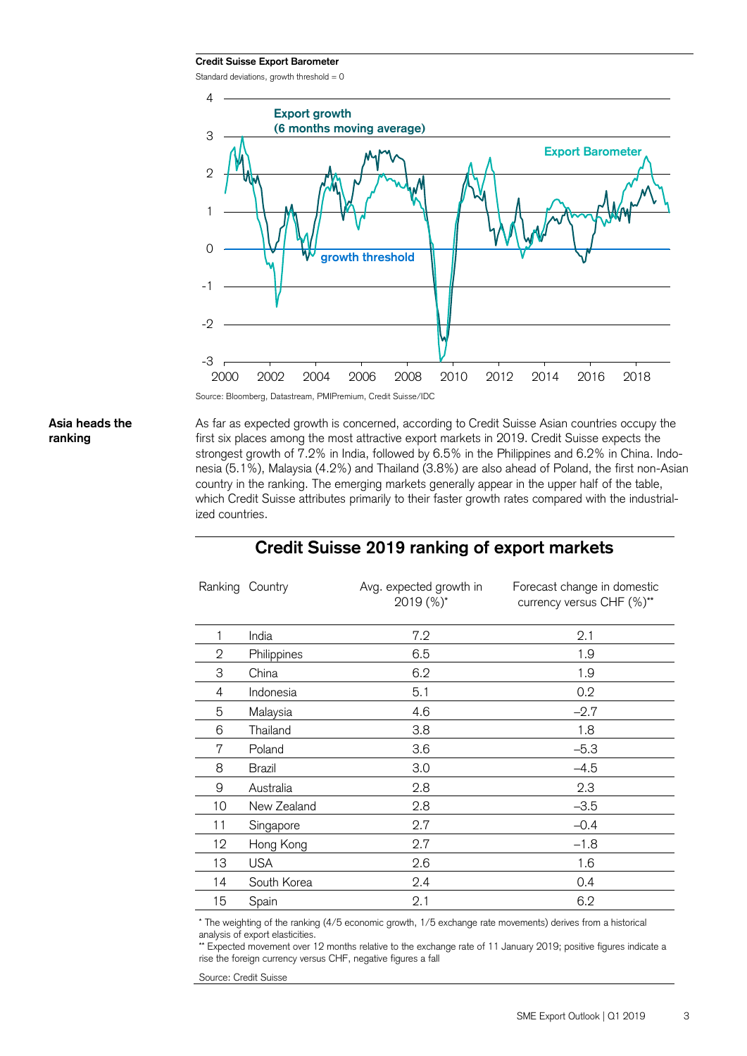**Credit Suisse Export Barometer**

Standard deviations, growth threshold = 0

Export growth (6 months moving average)

Export Barometer

growth threshold

4
3
2
1
0
-1
-2
-3

2000 2002 2004 2006 2008 2010 2012 2014 2016 2018

Source: Bloomberg, Datastream, PMIPremium, Credit Suisse/IDC

**Asia heads the ranking**

As far as expected growth is concerned, according to Credit Suisse Asian countries occupy the first six places among the most attractive export markets in 2019. Credit Suisse expects the strongest growth of 7.2% in India, followed by 6.5% in the Philippines and 6.2% in China. Indonesia (5.1%), Malaysia (4.2%) and Thailand (3.8%) are also ahead of Poland, the first non-Asian country in the ranking. The emerging markets generally appear in the upper half of the table, which Credit Suisse attributes primarily to their faster growth rates compared with the industrialized countries.

## Credit Suisse 2019 ranking of export markets

| Ranking | Country | Avg. expected growth in 2019 (%)* | Forecast change in domestic currency versus CHF (%)** |
|---|---|---|---|
| 1 | India | 7.2 | 2.1 |
| 2 | Philippines | 6.5 | 1.9 |
| 3 | China | 6.2 | 1.9 |
| 4 | Indonesia | 5.1 | 0.2 |
| 5 | Malaysia | 4.6 | –2.7 |
| 6 | Thailand | 3.8 | 1.8 |
| 7 | Poland | 3.6 | –5.3 |
| 8 | Brazil | 3.0 | –4.5 |
| 9 | Australia | 2.8 | 2.3 |
| 10 | New Zealand | 2.8 | –3.5 |
| 11 | Singapore | 2.7 | –0.4 |
| 12 | Hong Kong | 2.7 | –1.8 |
| 13 | USA | 2.6 | 1.6 |
| 14 | South Korea | 2.4 | 0.4 |
| 15 | Spain | 2.1 | 6.2 |

\* The weighting of the ranking (4/5 economic growth, 1/5 exchange rate movements) derives from a historical analysis of export elasticities.

\*\* Expected movement over 12 months relative to the exchange rate of 11 January 2019; positive figures indicate a rise the foreign currency versus CHF, negative figures a fall

Source: Credit Suisse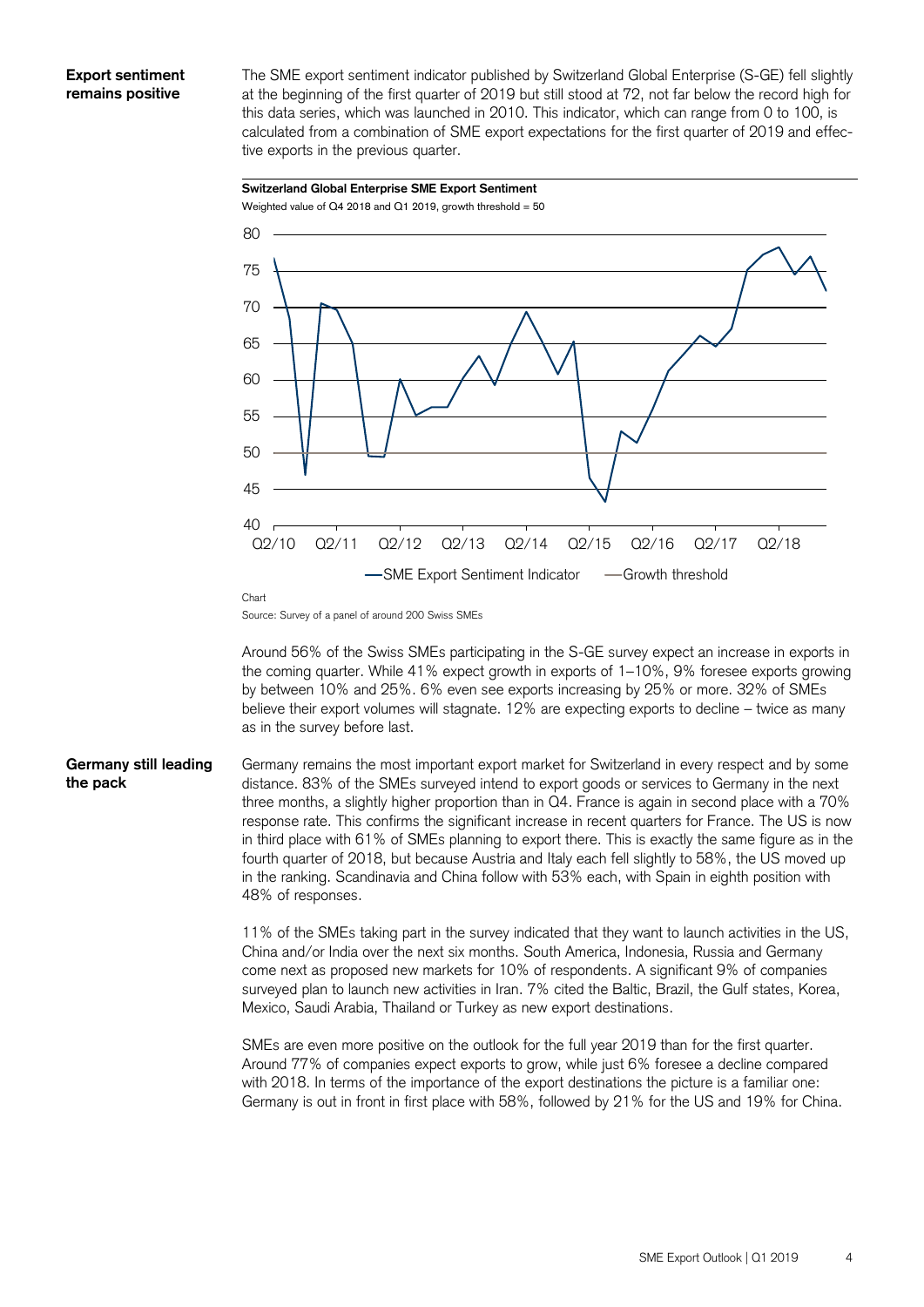**Export sentiment remains positive**

The SME export sentiment indicator published by Switzerland Global Enterprise (S-GE) fell slightly at the beginning of the first quarter of 2019 but still stood at 72, not far below the record high for this data series, which was launched in 2010. This indicator, which can range from 0 to 100, is calculated from a combination of SME export expectations for the first quarter of 2019 and effective exports in the previous quarter.

**Switzerland Global Enterprise SME Export Sentiment**

Weighted value of Q4 2018 and Q1 2019, growth threshold = 50

80
75
70
65
60
55
50
45
40

Q2/10 Q2/11 Q2/12 Q2/13 Q2/14 Q2/15 Q2/16 Q2/17 Q2/18

SME Export Sentiment Indicator — Growth threshold

Chart

Source: Survey of a panel of around 200 Swiss SMEs

Around 56% of the Swiss SMEs participating in the S-GE survey expect an increase in exports in the coming quarter. While 41% expect growth in exports of 1–10%, 9% foresee exports growing by between 10% and 25%. 6% even see exports increasing by 25% or more. 32% of SMEs believe their export volumes will stagnate. 12% are expecting exports to decline – twice as many as in the survey before last.

**Germany still leading the pack**

Germany remains the most important export market for Switzerland in every respect and by some distance. 83% of the SMEs surveyed intend to export goods or services to Germany in the next three months, a slightly higher proportion than in Q4. France is again in second place with a 70% response rate. This confirms the significant increase in recent quarters for France. The US is now in third place with 61% of SMEs planning to export there. This is exactly the same figure as in the fourth quarter of 2018, but because Austria and Italy each fell slightly to 58%, the US moved up in the ranking. Scandinavia and China follow with 53% each, with Spain in eighth position with 48% of responses.

11% of the SMEs taking part in the survey indicated that they want to launch activities in the US, China and/or India over the next six months. South America, Indonesia, Russia and Germany come next as proposed new markets for 10% of respondents. A significant 9% of companies surveyed plan to launch new activities in Iran. 7% cited the Baltic, Brazil, the Gulf states, Korea, Mexico, Saudi Arabia, Thailand or Turkey as new export destinations.

SMEs are even more positive on the outlook for the full year 2019 than for the first quarter. Around 77% of companies expect exports to grow, while just 6% foresee a decline compared with 2018. In terms of the importance of the export destinations the picture is a familiar one: Germany is out in front in first place with 58%, followed by 21% for the US and 19% for China.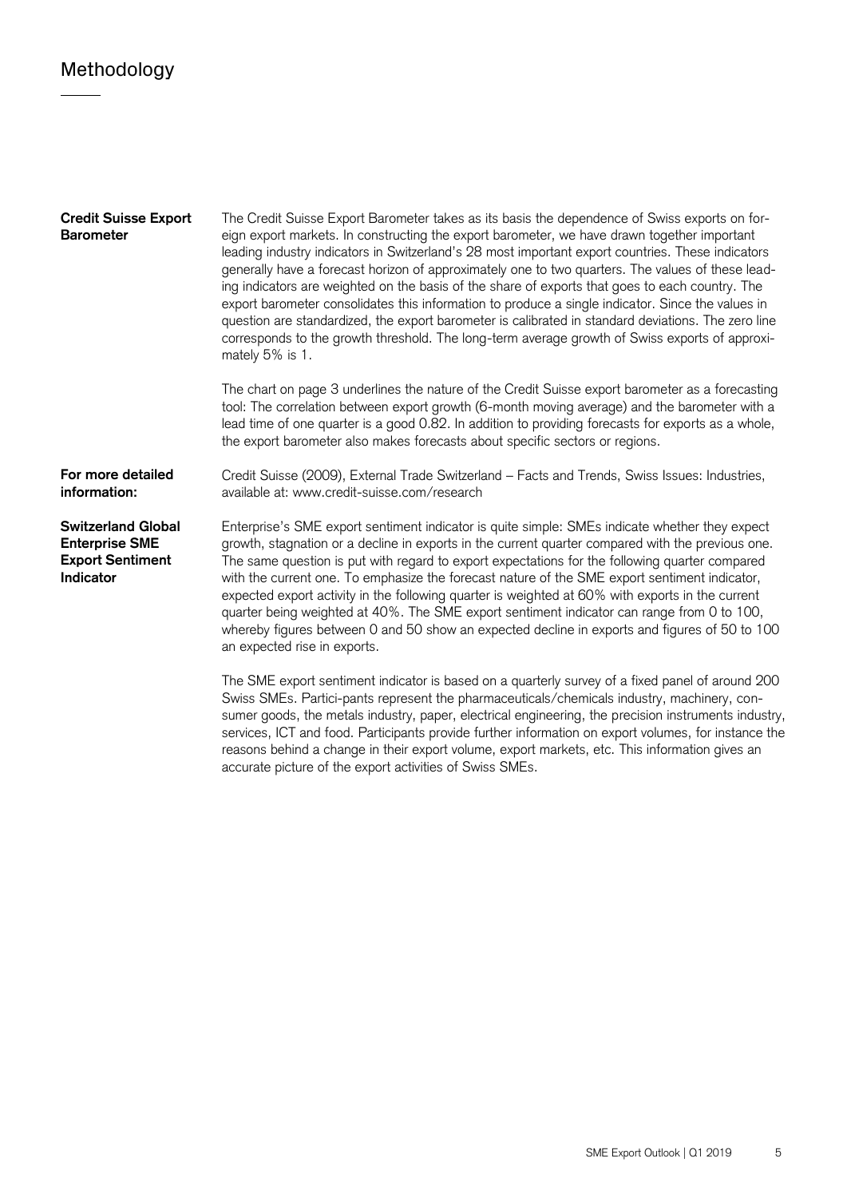# Methodology

**Credit Suisse Export Barometer**

The Credit Suisse Export Barometer takes as its basis the dependence of Swiss exports on foreign export markets. In constructing the export barometer, we have drawn together important leading industry indicators in Switzerland's 28 most important export countries. These indicators generally have a forecast horizon of approximately one to two quarters. The values of these leading indicators are weighted on the basis of the share of exports that goes to each country. The export barometer consolidates this information to produce a single indicator. Since the values in question are standardized, the export barometer is calibrated in standard deviations. The zero line corresponds to the growth threshold. The long-term average growth of Swiss exports of approximately 5% is 1.

The chart on page 3 underlines the nature of the Credit Suisse export barometer as a forecasting tool: The correlation between export growth (6-month moving average) and the barometer with a lead time of one quarter is a good 0.82. In addition to providing forecasts for exports as a whole, the export barometer also makes forecasts about specific sectors or regions.

**For more detailed information:**

Credit Suisse (2009), External Trade Switzerland – Facts and Trends, Swiss Issues: Industries, available at: www.credit-suisse.com/research

**Switzerland Global Enterprise SME Export Sentiment Indicator**

Enterprise's SME export sentiment indicator is quite simple: SMEs indicate whether they expect growth, stagnation or a decline in exports in the current quarter compared with the previous one. The same question is put with regard to export expectations for the following quarter compared with the current one. To emphasize the forecast nature of the SME export sentiment indicator, expected export activity in the following quarter is weighted at 60% with exports in the current quarter being weighted at 40%. The SME export sentiment indicator can range from 0 to 100, whereby figures between 0 and 50 show an expected decline in exports and figures of 50 to 100 an expected rise in exports.

The SME export sentiment indicator is based on a quarterly survey of a fixed panel of around 200 Swiss SMEs. Partici-pants represent the pharmaceuticals/chemicals industry, machinery, consumer goods, the metals industry, paper, electrical engineering, the precision instruments industry, services, ICT and food. Participants provide further information on export volumes, for instance the reasons behind a change in their export volume, export markets, etc. This information gives an accurate picture of the export activities of Swiss SMEs.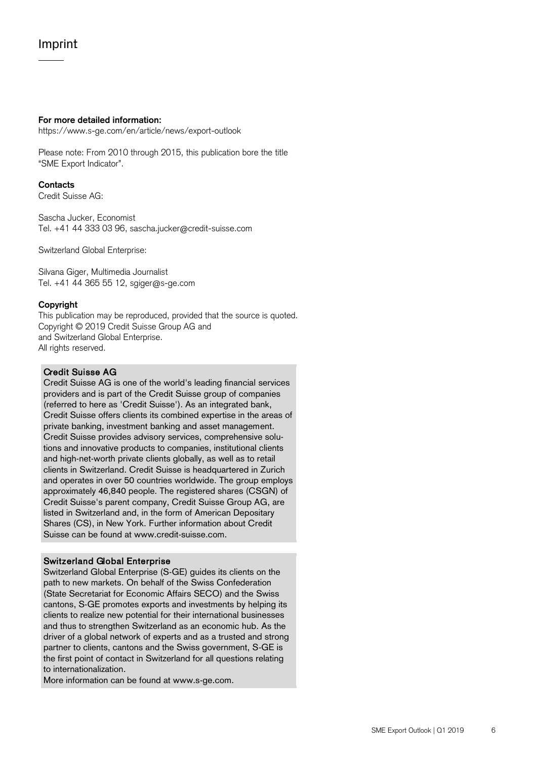# Imprint

**For more detailed information:**
https://www.s-ge.com/en/article/news/export-outlook

Please note: From 2010 through 2015, this publication bore the title "SME Export Indicator".

**Contacts**
Credit Suisse AG:

Sascha Jucker, Economist
Tel. +41 44 333 03 96, sascha.jucker@credit-suisse.com

Switzerland Global Enterprise:

Silvana Giger, Multimedia Journalist
Tel. +41 44 365 55 12, sgiger@s-ge.com

**Copyright**
This publication may be reproduced, provided that the source is quoted.
Copyright © 2019 Credit Suisse Group AG and
and Switzerland Global Enterprise.
All rights reserved.

**Credit Suisse AG**
Credit Suisse AG is one of the world's leading financial services providers and is part of the Credit Suisse group of companies (referred to here as 'Credit Suisse'). As an integrated bank, Credit Suisse offers clients its combined expertise in the areas of private banking, investment banking and asset management. Credit Suisse provides advisory services, comprehensive solutions and innovative products to companies, institutional clients and high-net-worth private clients globally, as well as to retail clients in Switzerland. Credit Suisse is headquartered in Zurich and operates in over 50 countries worldwide. The group employs approximately 46,840 people. The registered shares (CSGN) of Credit Suisse's parent company, Credit Suisse Group AG, are listed in Switzerland and, in the form of American Depositary Shares (CS), in New York. Further information about Credit Suisse can be found at www.credit-suisse.com.

**Switzerland Global Enterprise**
Switzerland Global Enterprise (S-GE) guides its clients on the path to new markets. On behalf of the Swiss Confederation (State Secretariat for Economic Affairs SECO) and the Swiss cantons, S-GE promotes exports and investments by helping its clients to realize new potential for their international businesses and thus to strengthen Switzerland as an economic hub. As the driver of a global network of experts and as a trusted and strong partner to clients, cantons and the Swiss government, S-GE is the first point of contact in Switzerland for all questions relating to internationalization.
More information can be found at www.s-ge.com.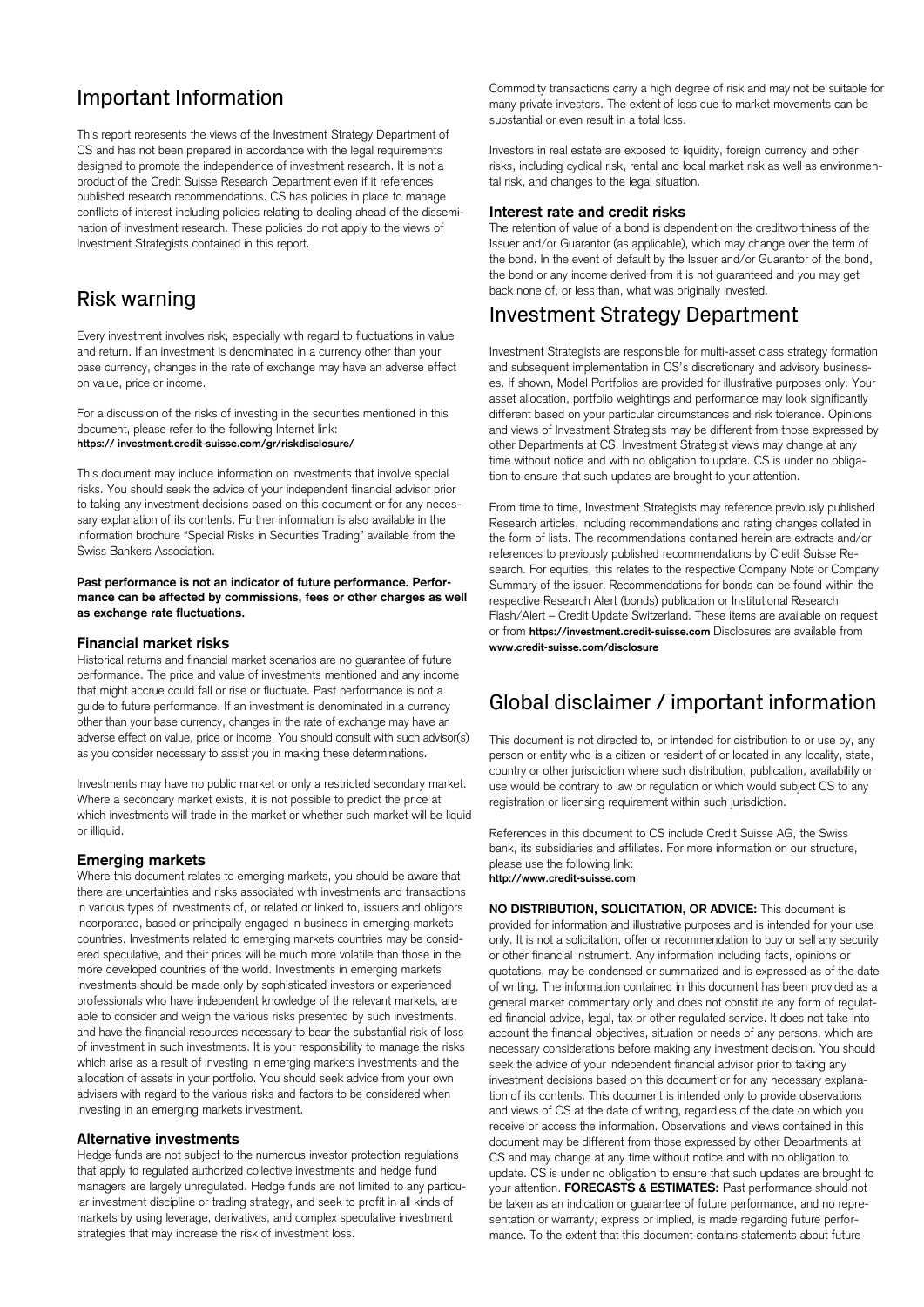## Important Information

This report represents the views of the Investment Strategy Department of CS and has not been prepared in accordance with the legal requirements designed to promote the independence of investment research. It is not a product of the Credit Suisse Research Department even if it references published research recommendations. CS has policies in place to manage conflicts of interest including policies relating to dealing ahead of the dissemination of investment research. These policies do not apply to the views of Investment Strategists contained in this report.

## Risk warning

Every investment involves risk, especially with regard to fluctuations in value and return. If an investment is denominated in a currency other than your base currency, changes in the rate of exchange may have an adverse effect on value, price or income.

For a discussion of the risks of investing in the securities mentioned in this document, please refer to the following Internet link:
**https:// investment.credit-suisse.com/gr/riskdisclosure/**

This document may include information on investments that involve special risks. You should seek the advice of your independent financial advisor prior to taking any investment decisions based on this document or for any necessary explanation of its contents. Further information is also available in the information brochure "Special Risks in Securities Trading" available from the Swiss Bankers Association.

**Past performance is not an indicator of future performance. Performance can be affected by commissions, fees or other charges as well as exchange rate fluctuations.**

### Financial market risks

Historical returns and financial market scenarios are no guarantee of future performance. The price and value of investments mentioned and any income that might accrue could fall or rise or fluctuate. Past performance is not a guide to future performance. If an investment is denominated in a currency other than your base currency, changes in the rate of exchange may have an adverse effect on value, price or income. You should consult with such advisor(s) as you consider necessary to assist you in making these determinations.

Investments may have no public market or only a restricted secondary market. Where a secondary market exists, it is not possible to predict the price at which investments will trade in the market or whether such market will be liquid or illiquid.

### Emerging markets

Where this document relates to emerging markets, you should be aware that there are uncertainties and risks associated with investments and transactions in various types of investments of, or related or linked to, issuers and obligors incorporated, based or principally engaged in business in emerging markets countries. Investments related to emerging markets countries may be considered speculative, and their prices will be much more volatile than those in the more developed countries of the world. Investments in emerging markets investments should be made only by sophisticated investors or experienced professionals who have independent knowledge of the relevant markets, are able to consider and weigh the various risks presented by such investments, and have the financial resources necessary to bear the substantial risk of loss of investment in such investments. It is your responsibility to manage the risks which arise as a result of investing in emerging markets investments and the allocation of assets in your portfolio. You should seek advice from your own advisers with regard to the various risks and factors to be considered when investing in an emerging markets investment.

### Alternative investments

Hedge funds are not subject to the numerous investor protection regulations that apply to regulated authorized collective investments and hedge fund managers are largely unregulated. Hedge funds are not limited to any particular investment discipline or trading strategy, and seek to profit in all kinds of markets by using leverage, derivatives, and complex speculative investment strategies that may increase the risk of investment loss.

Commodity transactions carry a high degree of risk and may not be suitable for many private investors. The extent of loss due to market movements can be substantial or even result in a total loss.

Investors in real estate are exposed to liquidity, foreign currency and other risks, including cyclical risk, rental and local market risk as well as environmental risk, and changes to the legal situation.

### Interest rate and credit risks

The retention of value of a bond is dependent on the creditworthiness of the Issuer and/or Guarantor (as applicable), which may change over the term of the bond. In the event of default by the Issuer and/or Guarantor of the bond, the bond or any income derived from it is not guaranteed and you may get back none of, or less than, what was originally invested.

## Investment Strategy Department

Investment Strategists are responsible for multi-asset class strategy formation and subsequent implementation in CS's discretionary and advisory businesses. If shown, Model Portfolios are provided for illustrative purposes only. Your asset allocation, portfolio weightings and performance may look significantly different based on your particular circumstances and risk tolerance. Opinions and views of Investment Strategists may be different from those expressed by other Departments at CS. Investment Strategist views may change at any time without notice and with no obligation to update. CS is under no obligation to ensure that such updates are brought to your attention.

From time to time, Investment Strategists may reference previously published Research articles, including recommendations and rating changes collated in the form of lists. The recommendations contained herein are extracts and/or references to previously published recommendations by Credit Suisse Research. For equities, this relates to the respective Company Note or Company Summary of the issuer. Recommendations for bonds can be found within the respective Research Alert (bonds) publication or Institutional Research Flash/Alert – Credit Update Switzerland. These items are available on request or from **https://investment.credit-suisse.com** Disclosures are available from **www.credit-suisse.com/disclosure**

## Global disclaimer / important information

This document is not directed to, or intended for distribution to or use by, any person or entity who is a citizen or resident of or located in any locality, state, country or other jurisdiction where such distribution, publication, availability or use would be contrary to law or regulation or which would subject CS to any registration or licensing requirement within such jurisdiction.

References in this document to CS include Credit Suisse AG, the Swiss bank, its subsidiaries and affiliates. For more information on our structure, please use the following link:
**http://www.credit-suisse.com**

**NO DISTRIBUTION, SOLICITATION, OR ADVICE:** This document is provided for information and illustrative purposes and is intended for your use only. It is not a solicitation, offer or recommendation to buy or sell any security or other financial instrument. Any information including facts, opinions or quotations, may be condensed or summarized and is expressed as of the date of writing. The information contained in this document has been provided as a general market commentary only and does not constitute any form of regulated financial advice, legal, tax or other regulated service. It does not take into account the financial objectives, situation or needs of any persons, which are necessary considerations before making any investment decision. You should seek the advice of your independent financial advisor prior to taking any investment decisions based on this document or for any necessary explanation of its contents. This document is intended only to provide observations and views of CS at the date of writing, regardless of the date on which you receive or access the information. Observations and views contained in this document may be different from those expressed by other Departments at CS and may change at any time without notice and with no obligation to update. CS is under no obligation to ensure that such updates are brought to your attention. **FORECASTS & ESTIMATES:** Past performance should not be taken as an indication or guarantee of future performance, and no representation or warranty, express or implied, is made regarding future performance. To the extent that this document contains statements about future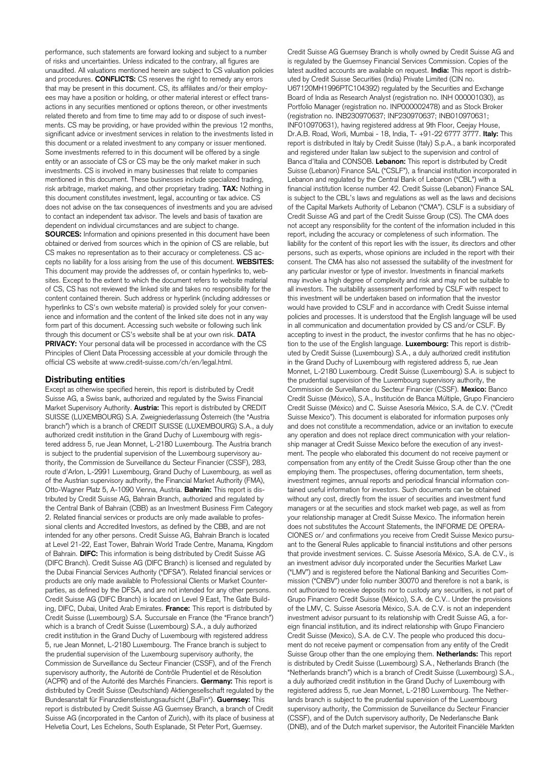performance, such statements are forward looking and subject to a number of risks and uncertainties. Unless indicated to the contrary, all figures are unaudited. All valuations mentioned herein are subject to CS valuation policies and procedures. **CONFLICTS:** CS reserves the right to remedy any errors that may be present in this document. CS, its affiliates and/or their employees may have a position or holding, or other material interest or effect transactions in any securities mentioned or options thereon, or other investments related thereto and from time to time may add to or dispose of such investments. CS may be providing, or have provided within the previous 12 months, significant advice or investment services in relation to the investments listed in this document or a related investment to any company or issuer mentioned. Some investments referred to in this document will be offered by a single entity or an associate of CS or CS may be the only market maker in such investments. CS is involved in many businesses that relate to companies mentioned in this document. These businesses include specialized trading, risk arbitrage, market making, and other proprietary trading. **TAX:** Nothing in this document constitutes investment, legal, accounting or tax advice. CS does not advise on the tax consequences of investments and you are advised to contact an independent tax advisor. The levels and basis of taxation are dependent on individual circumstances and are subject to change. **SOURCES:** Information and opinions presented in this document have been obtained or derived from sources which in the opinion of CS are reliable, but CS makes no representation as to their accuracy or completeness. CS accepts no liability for a loss arising from the use of this document. **WEBSITES:** This document may provide the addresses of, or contain hyperlinks to, websites. Except to the extent to which the document refers to website material of CS, CS has not reviewed the linked site and takes no responsibility for the content contained therein. Such address or hyperlink (including addresses or hyperlinks to CS's own website material) is provided solely for your convenience and information and the content of the linked site does not in any way form part of this document. Accessing such website or following such link through this document or CS's website shall be at your own risk. **DATA PRIVACY:** Your personal data will be processed in accordance with the CS Principles of Client Data Processing accessible at your domicile through the official CS website at www.credit-suisse.com/ch/en/legal.html.

## Distributing entities

Except as otherwise specified herein, this report is distributed by Credit Suisse AG, a Swiss bank, authorized and regulated by the Swiss Financial Market Supervisory Authority. **Austria:** This report is distributed by CREDIT SUISSE (LUXEMBOURG) S.A. Zweigniederlassung Österreich (the "Austria branch") which is a branch of CREDIT SUISSE (LUXEMBOURG) S.A., a duly authorized credit institution in the Grand Duchy of Luxembourg with registered address 5, rue Jean Monnet, L-2180 Luxembourg. The Austria branch is subject to the prudential supervision of the Luxembourg supervisory authority, the Commission de Surveillance du Secteur Financier (CSSF), 283, route d'Arlon, L-2991 Luxembourg, Grand Duchy of Luxembourg, as well as of the Austrian supervisory authority, the Financial Market Authority (FMA), Otto-Wagner Platz 5, A-1090 Vienna, Austria. **Bahrain:** This report is distributed by Credit Suisse AG, Bahrain Branch, authorized and regulated by the Central Bank of Bahrain (CBB) as an Investment Business Firm Category 2. Related financial services or products are only made available to professional clients and Accredited Investors, as defined by the CBB, and are not intended for any other persons. Credit Suisse AG, Bahrain Branch is located at Level 21-22, East Tower, Bahrain World Trade Centre, Manama, Kingdom of Bahrain. **DIFC:** This information is being distributed by Credit Suisse AG (DIFC Branch). Credit Suisse AG (DIFC Branch) is licensed and regulated by the Dubai Financial Services Authority ("DFSA"). Related financial services or products are only made available to Professional Clients or Market Counterparties, as defined by the DFSA, and are not intended for any other persons. Credit Suisse AG (DIFC Branch) is located on Level 9 East, The Gate Building, DIFC, Dubai, United Arab Emirates. **France:** This report is distributed by Credit Suisse (Luxembourg) S.A. Succursale en France (the "France branch") which is a branch of Credit Suisse (Luxembourg) S.A., a duly authorized credit institution in the Grand Duchy of Luxembourg with registered address 5, rue Jean Monnet, L-2180 Luxembourg. The France branch is subject to the prudential supervision of the Luxembourg supervisory authority, the Commission de Surveillance du Secteur Financier (CSSF), and of the French supervisory authority, the Autorité de Contrôle Prudentiel et de Résolution (ACPR) and of the Autorité des Marchés Financiers. **Germany:** This report is distributed by Credit Suisse (Deutschland) Aktiengesellschaft regulated by the Bundesanstalt für Finanzdienstleistungsaufsicht („BaFin"). **Guernsey:** This report is distributed by Credit Suisse AG Guernsey Branch, a branch of Credit Suisse AG (incorporated in the Canton of Zurich), with its place of business at Helvetia Court, Les Echelons, South Esplanade, St Peter Port, Guernsey. Credit Suisse AG Guernsey Branch is wholly owned by Credit Suisse AG and is regulated by the Guernsey Financial Services Commission. Copies of the latest audited accounts are available on request. **India:** This report is distributed by Credit Suisse Securities (India) Private Limited (CIN no. U67120MH1996PTC104392) regulated by the Securities and Exchange Board of India as Research Analyst (registration no. INH 000001030), as Portfolio Manager (registration no. INP000002478) and as Stock Broker (registration no. INB230970637; INF230970637; INB010970631; INF010970631), having registered address at 9th Floor, Ceejay House, Dr.A.B. Road, Worli, Mumbai - 18, India, T- +91-22 6777 3777. **Italy:** This report is distributed in Italy by Credit Suisse (Italy) S.p.A., a bank incorporated and registered under Italian law subject to the supervision and control of Banca d'Italia and CONSOB. **Lebanon:** This report is distributed by Credit Suisse (Lebanon) Finance SAL ("CSLF"), a financial institution incorporated in Lebanon and regulated by the Central Bank of Lebanon ("CBL") with a financial institution license number 42. Credit Suisse (Lebanon) Finance SAL is subject to the CBL's laws and regulations as well as the laws and decisions of the Capital Markets Authority of Lebanon ("CMA"). CSLF is a subsidiary of Credit Suisse AG and part of the Credit Suisse Group (CS). The CMA does not accept any responsibility for the content of the information included in this report, including the accuracy or completeness of such information. The liability for the content of this report lies with the issuer, its directors and other persons, such as experts, whose opinions are included in the report with their consent. The CMA has also not assessed the suitability of the investment for any particular investor or type of investor. Investments in financial markets may involve a high degree of complexity and risk and may not be suitable to all investors. The suitability assessment performed by CSLF with respect to this investment will be undertaken based on information that the investor would have provided to CSLF and in accordance with Credit Suisse internal policies and processes. It is understood that the English language will be used in all communication and documentation provided by CS and/or CSLF. By accepting to invest in the product, the investor confirms that he has no objection to the use of the English language. **Luxembourg:** This report is distributed by Credit Suisse (Luxembourg) S.A., a duly authorized credit institution in the Grand Duchy of Luxembourg with registered address 5, rue Jean Monnet, L-2180 Luxembourg. Credit Suisse (Luxembourg) S.A. is subject to the prudential supervision of the Luxembourg supervisory authority, the Commission de Surveillance du Secteur Financier (CSSF). **Mexico:** Banco Credit Suisse (México), S.A., Institución de Banca Múltiple, Grupo Financiero Credit Suisse (México) and C. Suisse Asesoría México, S.A. de C.V. ("Credit Suisse Mexico"). This document is elaborated for information purposes only and does not constitute a recommendation, advice or an invitation to execute any operation and does not replace direct communication with your relationship manager at Credit Suisse Mexico before the execution of any investment. The people who elaborated this document do not receive payment or compensation from any entity of the Credit Suisse Group other than the one employing them. The prospectuses, offering documentation, term sheets, investment regimes, annual reports and periodical financial information contained useful information for investors. Such documents can be obtained without any cost, directly from the issuer of securities and investment fund managers or at the securities and stock market web page, as well as from your relationship manager at Credit Suisse Mexico. The information herein does not substitutes the Account Statements, the INFORME DE OPERACIONES or/ and confirmations you receive from Credit Suisse Mexico pursuant to the General Rules applicable to financial institutions and other persons that provide investment services. C. Suisse Asesoría México, S.A. de C.V., is an investment advisor duly incorporated under the Securities Market Law ("LMV") and is registered before the National Banking and Securities Commission ("CNBV") under folio number 30070 and therefore is not a bank, is not authorized to receive deposits nor to custody any securities, is not part of Grupo Financiero Credit Suisse (México), S.A. de C.V.. Under the provisions of the LMV, C. Suisse Asesoría México, S.A. de C.V. is not an independent investment advisor pursuant to its relationship with Credit Suisse AG, a foreign financial institution, and its indirect relationship with Grupo Financiero Credit Suisse (Mexico), S.A. de C.V. The people who produced this document do not receive payment or compensation from any entity of the Credit Suisse Group other than the one employing them. **Netherlands:** This report is distributed by Credit Suisse (Luxembourg) S.A., Netherlands Branch (the "Netherlands branch") which is a branch of Credit Suisse (Luxembourg) S.A., a duly authorized credit institution in the Grand Duchy of Luxembourg with registered address 5, rue Jean Monnet, L-2180 Luxembourg. The Netherlands branch is subject to the prudential supervision of the Luxembourg supervisory authority, the Commission de Surveillance du Secteur Financier (CSSF), and of the Dutch supervisory authority, De Nederlansche Bank (DNB), and of the Dutch market supervisor, the Autoriteit Financiële Markten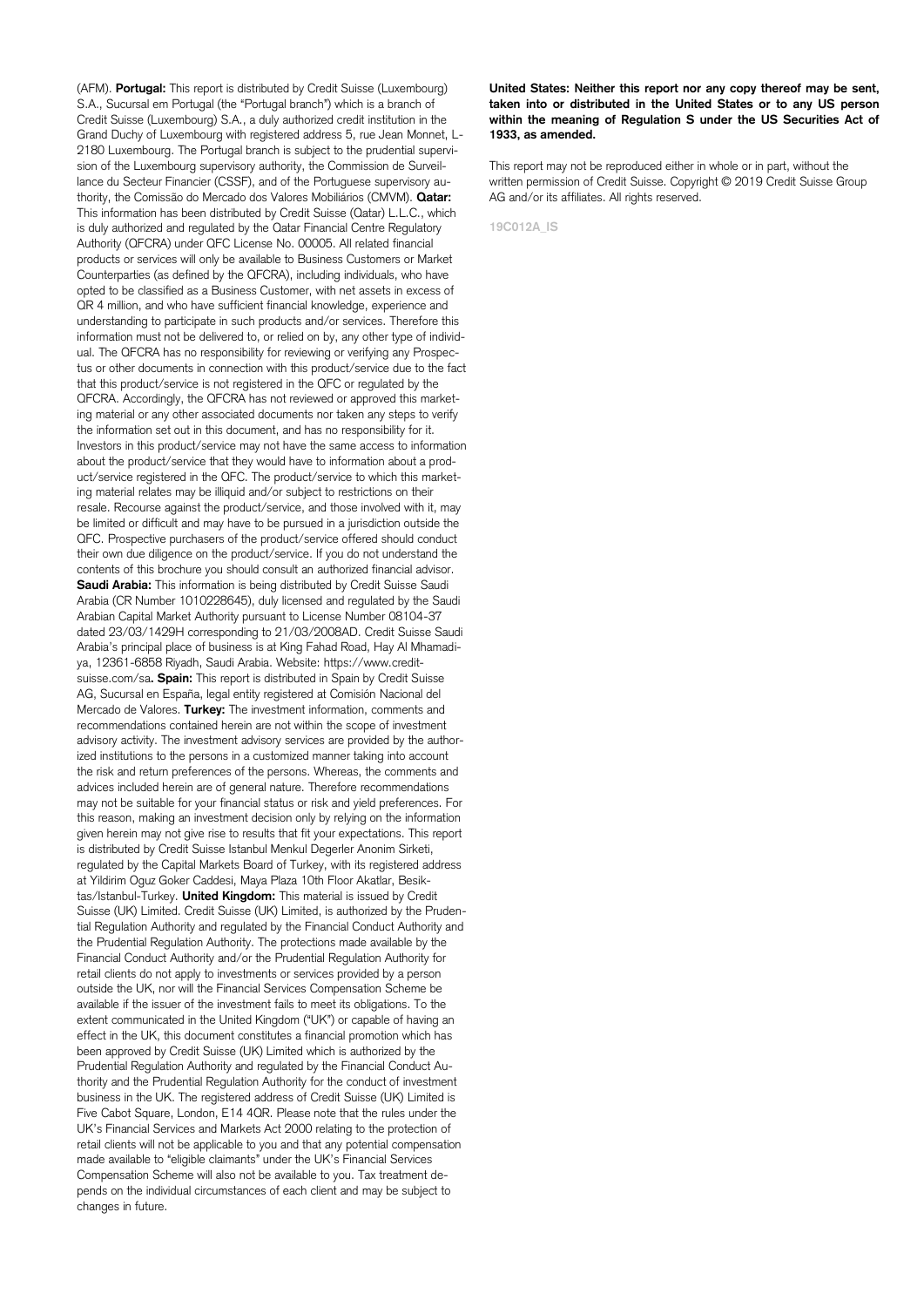(AFM). **Portugal:** This report is distributed by Credit Suisse (Luxembourg) S.A., Sucursal em Portugal (the "Portugal branch") which is a branch of Credit Suisse (Luxembourg) S.A., a duly authorized credit institution in the Grand Duchy of Luxembourg with registered address 5, rue Jean Monnet, L-2180 Luxembourg. The Portugal branch is subject to the prudential supervision of the Luxembourg supervisory authority, the Commission de Surveillance du Secteur Financier (CSSF), and of the Portuguese supervisory authority, the Comissão do Mercado dos Valores Mobiliários (CMVM). **Qatar:** This information has been distributed by Credit Suisse (Qatar) L.L.C., which is duly authorized and regulated by the Qatar Financial Centre Regulatory Authority (QFCRA) under QFC License No. 00005. All related financial products or services will only be available to Business Customers or Market Counterparties (as defined by the QFCRA), including individuals, who have opted to be classified as a Business Customer, with net assets in excess of QR 4 million, and who have sufficient financial knowledge, experience and understanding to participate in such products and/or services. Therefore this information must not be delivered to, or relied on by, any other type of individual. The QFCRA has no responsibility for reviewing or verifying any Prospectus or other documents in connection with this product/service due to the fact that this product/service is not registered in the QFC or regulated by the QFCRA. Accordingly, the QFCRA has not reviewed or approved this marketing material or any other associated documents nor taken any steps to verify the information set out in this document, and has no responsibility for it. Investors in this product/service may not have the same access to information about the product/service that they would have to information about a product/service registered in the QFC. The product/service to which this marketing material relates may be illiquid and/or subject to restrictions on their resale. Recourse against the product/service, and those involved with it, may be limited or difficult and may have to be pursued in a jurisdiction outside the QFC. Prospective purchasers of the product/service offered should conduct their own due diligence on the product/service. If you do not understand the contents of this brochure you should consult an authorized financial advisor. **Saudi Arabia:** This information is being distributed by Credit Suisse Saudi Arabia (CR Number 1010228645), duly licensed and regulated by the Saudi Arabian Capital Market Authority pursuant to License Number 08104-37 dated 23/03/1429H corresponding to 21/03/2008AD. Credit Suisse Saudi Arabia's principal place of business is at King Fahad Road, Hay Al Mhamadiya, 12361-6858 Riyadh, Saudi Arabia. Website: https://www.credit-suisse.com/sa**. Spain:** This report is distributed in Spain by Credit Suisse AG, Sucursal en España, legal entity registered at Comisión Nacional del Mercado de Valores. **Turkey:** The investment information, comments and recommendations contained herein are not within the scope of investment advisory activity. The investment advisory services are provided by the authorized institutions to the persons in a customized manner taking into account the risk and return preferences of the persons. Whereas, the comments and advices included herein are of general nature. Therefore recommendations may not be suitable for your financial status or risk and yield preferences. For this reason, making an investment decision only by relying on the information given herein may not give rise to results that fit your expectations. This report is distributed by Credit Suisse Istanbul Menkul Degerler Anonim Sirketi, regulated by the Capital Markets Board of Turkey, with its registered address at Yildirim Oguz Goker Caddesi, Maya Plaza 10th Floor Akatlar, Besiktas/Istanbul-Turkey. **United Kingdom:** This material is issued by Credit Suisse (UK) Limited. Credit Suisse (UK) Limited, is authorized by the Prudential Regulation Authority and regulated by the Financial Conduct Authority and the Prudential Regulation Authority. The protections made available by the Financial Conduct Authority and/or the Prudential Regulation Authority for retail clients do not apply to investments or services provided by a person outside the UK, nor will the Financial Services Compensation Scheme be available if the issuer of the investment fails to meet its obligations. To the extent communicated in the United Kingdom ("UK") or capable of having an effect in the UK, this document constitutes a financial promotion which has been approved by Credit Suisse (UK) Limited which is authorized by the Prudential Regulation Authority and regulated by the Financial Conduct Authority and the Prudential Regulation Authority for the conduct of investment business in the UK. The registered address of Credit Suisse (UK) Limited is Five Cabot Square, London, E14 4QR. Please note that the rules under the UK's Financial Services and Markets Act 2000 relating to the protection of retail clients will not be applicable to you and that any potential compensation made available to "eligible claimants" under the UK's Financial Services Compensation Scheme will also not be available to you. Tax treatment depends on the individual circumstances of each client and may be subject to changes in future.

**United States: Neither this report nor any copy thereof may be sent, taken into or distributed in the United States or to any US person within the meaning of Regulation S under the US Securities Act of 1933, as amended.**

This report may not be reproduced either in whole or in part, without the written permission of Credit Suisse. Copyright © 2019 Credit Suisse Group AG and/or its affiliates. All rights reserved.

19C012A_IS